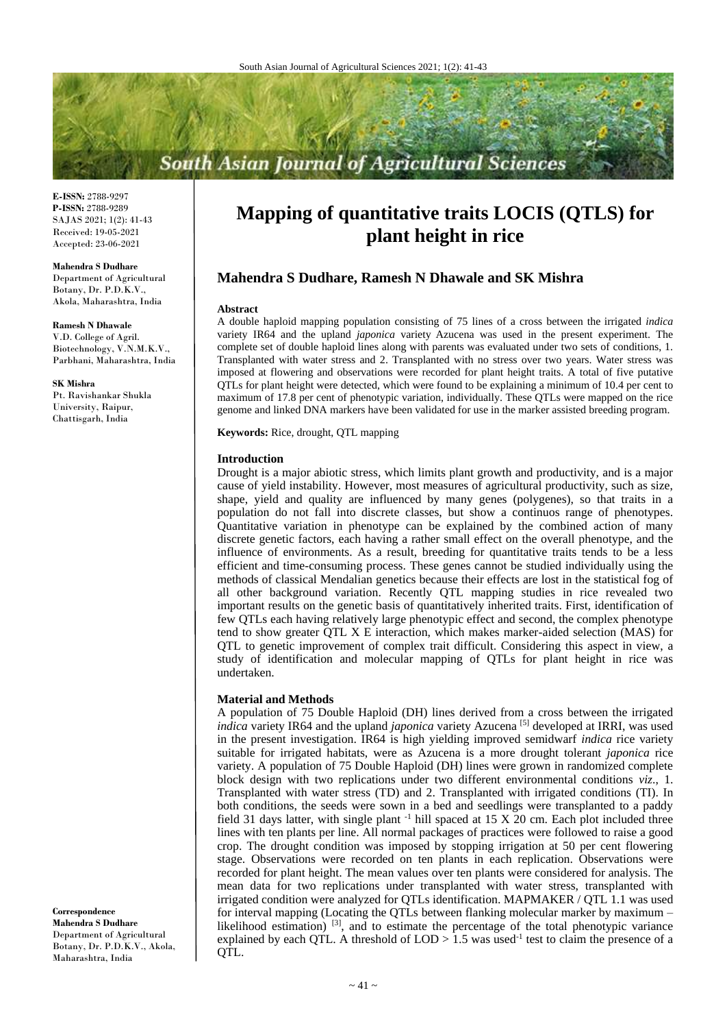# Mapping of quantitative traits LOCIS (QTLS) for plant height in rice

**Mahendra S Dudhare, Ramesh N Dhawale and SK Mishra**

**E-ISSN:** 2788-9297
**P-ISSN:** 2788-9289
SAJAS 2021; 1(2): 41-43
Received: 19-05-2021
Accepted: 23-06-2021

**Mahendra S Dudhare**
Department of Agricultural Botany, Dr. P.D.K.V., Akola, Maharashtra, India

**Ramesh N Dhawale**
V.D. College of Agril. Biotechnology, V.N.M.K.V., Parbhani, Maharashtra, India

**SK Mishra**
Pt. Ravishankar Shukla University, Raipur, Chattisgarh, India

**Correspondence**
**Mahendra S Dudhare**
Department of Agricultural Botany, Dr. P.D.K.V., Akola, Maharashtra, India

#### Abstract

A double haploid mapping population consisting of 75 lines of a cross between the irrigated *indica* variety IR64 and the upland *japonica* variety Azucena was used in the present experiment. The complete set of double haploid lines along with parents was evaluated under two sets of conditions, 1. Transplanted with water stress and 2. Transplanted with no stress over two years. Water stress was imposed at flowering and observations were recorded for plant height traits. A total of five putative QTLs for plant height were detected, which were found to be explaining a minimum of 10.4 per cent to maximum of 17.8 per cent of phenotypic variation, individually. These QTLs were mapped on the rice genome and linked DNA markers have been validated for use in the marker assisted breeding program.

**Keywords:** Rice, drought, QTL mapping

#### Introduction

Drought is a major abiotic stress, which limits plant growth and productivity, and is a major cause of yield instability. However, most measures of agricultural productivity, such as size, shape, yield and quality are influenced by many genes (polygenes), so that traits in a population do not fall into discrete classes, but show a continuos range of phenotypes. Quantitative variation in phenotype can be explained by the combined action of many discrete genetic factors, each having a rather small effect on the overall phenotype, and the influence of environments. As a result, breeding for quantitative traits tends to be a less efficient and time-consuming process. These genes cannot be studied individually using the methods of classical Mendalian genetics because their effects are lost in the statistical fog of all other background variation. Recently QTL mapping studies in rice revealed two important results on the genetic basis of quantitatively inherited traits. First, identification of few QTLs each having relatively large phenotypic effect and second, the complex phenotype tend to show greater QTL X E interaction, which makes marker-aided selection (MAS) for QTL to genetic improvement of complex trait difficult. Considering this aspect in view, a study of identification and molecular mapping of QTLs for plant height in rice was undertaken.

#### Material and Methods

A population of 75 Double Haploid (DH) lines derived from a cross between the irrigated *indica* variety IR64 and the upland *japonica* variety Azucena [5] developed at IRRI, was used in the present investigation. IR64 is high yielding improved semidwarf *indica* rice variety suitable for irrigated habitats, were as Azucena is a more drought tolerant *japonica* rice variety. A population of 75 Double Haploid (DH) lines were grown in randomized complete block design with two replications under two different environmental conditions *viz*., 1. Transplanted with water stress (TD) and 2. Transplanted with irrigated conditions (TI). In both conditions, the seeds were sown in a bed and seedlings were transplanted to a paddy field 31 days latter, with single plant $^{-1}$ hill spaced at 15 X 20 cm. Each plot included three lines with ten plants per line. All normal packages of practices were followed to raise a good crop. The drought condition was imposed by stopping irrigation at 50 per cent flowering stage. Observations were recorded on ten plants in each replication. Observations were recorded for plant height. The mean values over ten plants were considered for analysis. The mean data for two replications under transplanted with water stress, transplanted with irrigated condition were analyzed for QTLs identification. MAPMAKER / QTL 1.1 was used for interval mapping (Locating the QTLs between flanking molecular marker by maximum – likelihood estimation) [3], and to estimate the percentage of the total phenotypic variance explained by each QTL. A threshold of LOD > 1.5 was used$^{-1}$ test to claim the presence of a QTL.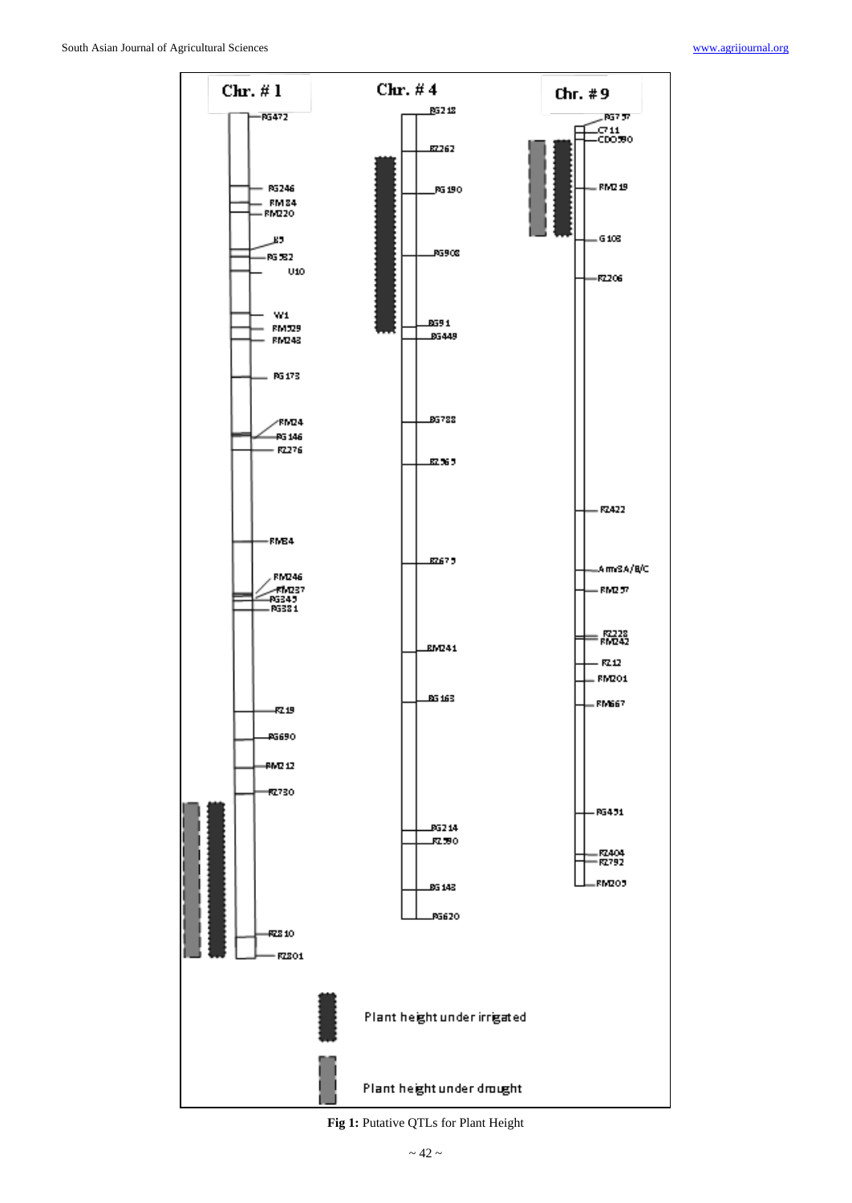**Fig 1:** Putative QTLs for Plant Height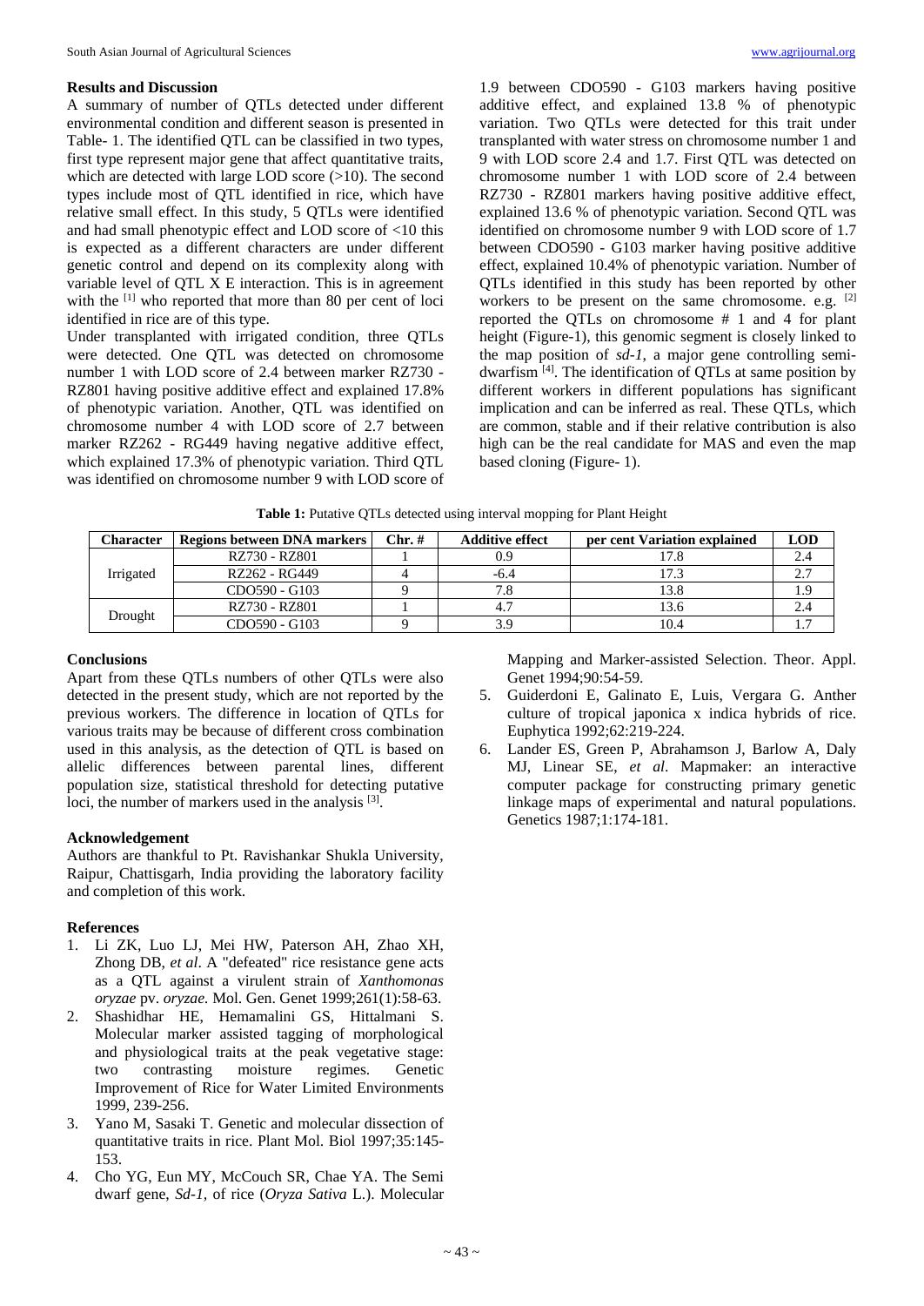## Results and Discussion

A summary of number of QTLs detected under different environmental condition and different season is presented in Table- 1. The identified QTL can be classified in two types, first type represent major gene that affect quantitative traits, which are detected with large LOD score (>10). The second types include most of QTL identified in rice, which have relative small effect. In this study, 5 QTLs were identified and had small phenotypic effect and LOD score of <10 this is expected as a different characters are under different genetic control and depend on its complexity along with variable level of QTL X E interaction. This is in agreement with the [1] who reported that more than 80 per cent of loci identified in rice are of this type.

Under transplanted with irrigated condition, three QTLs were detected. One QTL was detected on chromosome number 1 with LOD score of 2.4 between marker RZ730 - RZ801 having positive additive effect and explained 17.8% of phenotypic variation. Another, QTL was identified on chromosome number 4 with LOD score of 2.7 between marker RZ262 - RG449 having negative additive effect, which explained 17.3% of phenotypic variation. Third QTL was identified on chromosome number 9 with LOD score of 1.9 between CDO590 - G103 markers having positive additive effect, and explained 13.8 % of phenotypic variation. Two QTLs were detected for this trait under transplanted with water stress on chromosome number 1 and 9 with LOD score 2.4 and 1.7. First QTL was detected on chromosome number 1 with LOD score of 2.4 between RZ730 - RZ801 markers having positive additive effect, explained 13.6 % of phenotypic variation. Second QTL was identified on chromosome number 9 with LOD score of 1.7 between CDO590 - G103 marker having positive additive effect, explained 10.4% of phenotypic variation. Number of QTLs identified in this study has been reported by other workers to be present on the same chromosome. e.g. [2] reported the QTLs on chromosome # 1 and 4 for plant height (Figure-1), this genomic segment is closely linked to the map position of *sd-1*, a major gene controlling semi-dwarfism [4]. The identification of QTLs at same position by different workers in different populations has significant implication and can be inferred as real. These QTLs, which are common, stable and if their relative contribution is also high can be the real candidate for MAS and even the map based cloning (Figure- 1).

**Table 1:** Putative QTLs detected using interval mopping for Plant Height

| Character | Regions between DNA markers | Chr. # | Additive effect | per cent Variation explained | LOD |
|---|---|---|---|---|---|
| Irrigated | RZ730 - RZ801 | 1 | 0.9 | 17.8 | 2.4 |
| | RZ262 - RG449 | 4 | -6.4 | 17.3 | 2.7 |
| | CDO590 - G103 | 9 | 7.8 | 13.8 | 1.9 |
| Drought | RZ730 - RZ801 | 1 | 4.7 | 13.6 | 2.4 |
| | CDO590 - G103 | 9 | 3.9 | 10.4 | 1.7 |

## Conclusions

Apart from these QTLs numbers of other QTLs were also detected in the present study, which are not reported by the previous workers. The difference in location of QTLs for various traits may be because of different cross combination used in this analysis, as the detection of QTL is based on allelic differences between parental lines, different population size, statistical threshold for detecting putative loci, the number of markers used in the analysis [3].

## Acknowledgement

Authors are thankful to Pt. Ravishankar Shukla University, Raipur, Chattisgarh, India providing the laboratory facility and completion of this work.

## References

1. Li ZK, Luo LJ, Mei HW, Paterson AH, Zhao XH, Zhong DB, *et al*. A "defeated" rice resistance gene acts as a QTL against a virulent strain of *Xanthomonas oryzae* pv. *oryzae*. Mol. Gen. Genet 1999;261(1):58-63.
2. Shashidhar HE, Hemamalini GS, Hittalmani S. Molecular marker assisted tagging of morphological and physiological traits at the peak vegetative stage: two contrasting moisture regimes. Genetic Improvement of Rice for Water Limited Environments 1999, 239-256.
3. Yano M, Sasaki T. Genetic and molecular dissection of quantitative traits in rice. Plant Mol. Biol 1997;35:145-153.
4. Cho YG, Eun MY, McCouch SR, Chae YA. The Semi dwarf gene, *Sd-1*, of rice (*Oryza Sativa* L.). Molecular Mapping and Marker-assisted Selection. Theor. Appl. Genet 1994;90:54-59.
5. Guiderdoni E, Galinato E, Luis, Vergara G. Anther culture of tropical japonica x indica hybrids of rice. Euphytica 1992;62:219-224.
6. Lander ES, Green P, Abrahamson J, Barlow A, Daly MJ, Linear SE, *et al*. Mapmaker: an interactive computer package for constructing primary genetic linkage maps of experimental and natural populations. Genetics 1987;1:174-181.